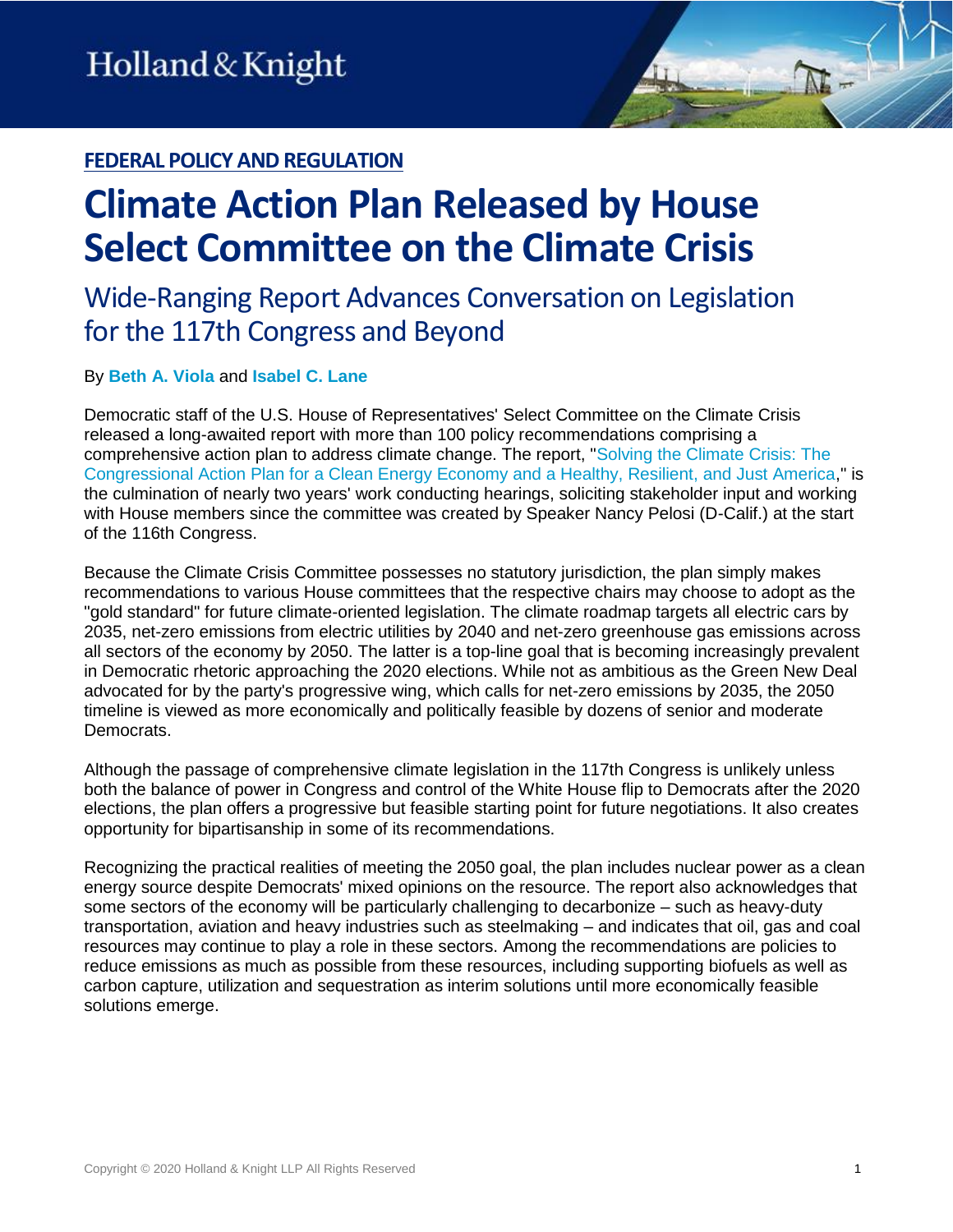Holland & Knight

**FEDERAL POLICY AND REGULATION**

# Climate Action Plan Released by House Select Committee on the Climate Crisis

## Wide-Ranging Report Advances Conversation on Legislation for the 117th Congress and Beyond

By **Beth A. Viola** and **Isabel C. Lane**

Democratic staff of the U.S. House of Representatives' Select Committee on the Climate Crisis released a long-awaited report with more than 100 policy recommendations comprising a comprehensive action plan to address climate change. The report, "Solving the Climate Crisis: The Congressional Action Plan for a Clean Energy Economy and a Healthy, Resilient, and Just America," is the culmination of nearly two years' work conducting hearings, soliciting stakeholder input and working with House members since the committee was created by Speaker Nancy Pelosi (D-Calif.) at the start of the 116th Congress.

Because the Climate Crisis Committee possesses no statutory jurisdiction, the plan simply makes recommendations to various House committees that the respective chairs may choose to adopt as the "gold standard" for future climate-oriented legislation. The climate roadmap targets all electric cars by 2035, net-zero emissions from electric utilities by 2040 and net-zero greenhouse gas emissions across all sectors of the economy by 2050. The latter is a top-line goal that is becoming increasingly prevalent in Democratic rhetoric approaching the 2020 elections. While not as ambitious as the Green New Deal advocated for by the party's progressive wing, which calls for net-zero emissions by 2035, the 2050 timeline is viewed as more economically and politically feasible by dozens of senior and moderate Democrats.

Although the passage of comprehensive climate legislation in the 117th Congress is unlikely unless both the balance of power in Congress and control of the White House flip to Democrats after the 2020 elections, the plan offers a progressive but feasible starting point for future negotiations. It also creates opportunity for bipartisanship in some of its recommendations.

Recognizing the practical realities of meeting the 2050 goal, the plan includes nuclear power as a clean energy source despite Democrats' mixed opinions on the resource. The report also acknowledges that some sectors of the economy will be particularly challenging to decarbonize – such as heavy-duty transportation, aviation and heavy industries such as steelmaking – and indicates that oil, gas and coal resources may continue to play a role in these sectors. Among the recommendations are policies to reduce emissions as much as possible from these resources, including supporting biofuels as well as carbon capture, utilization and sequestration as interim solutions until more economically feasible solutions emerge.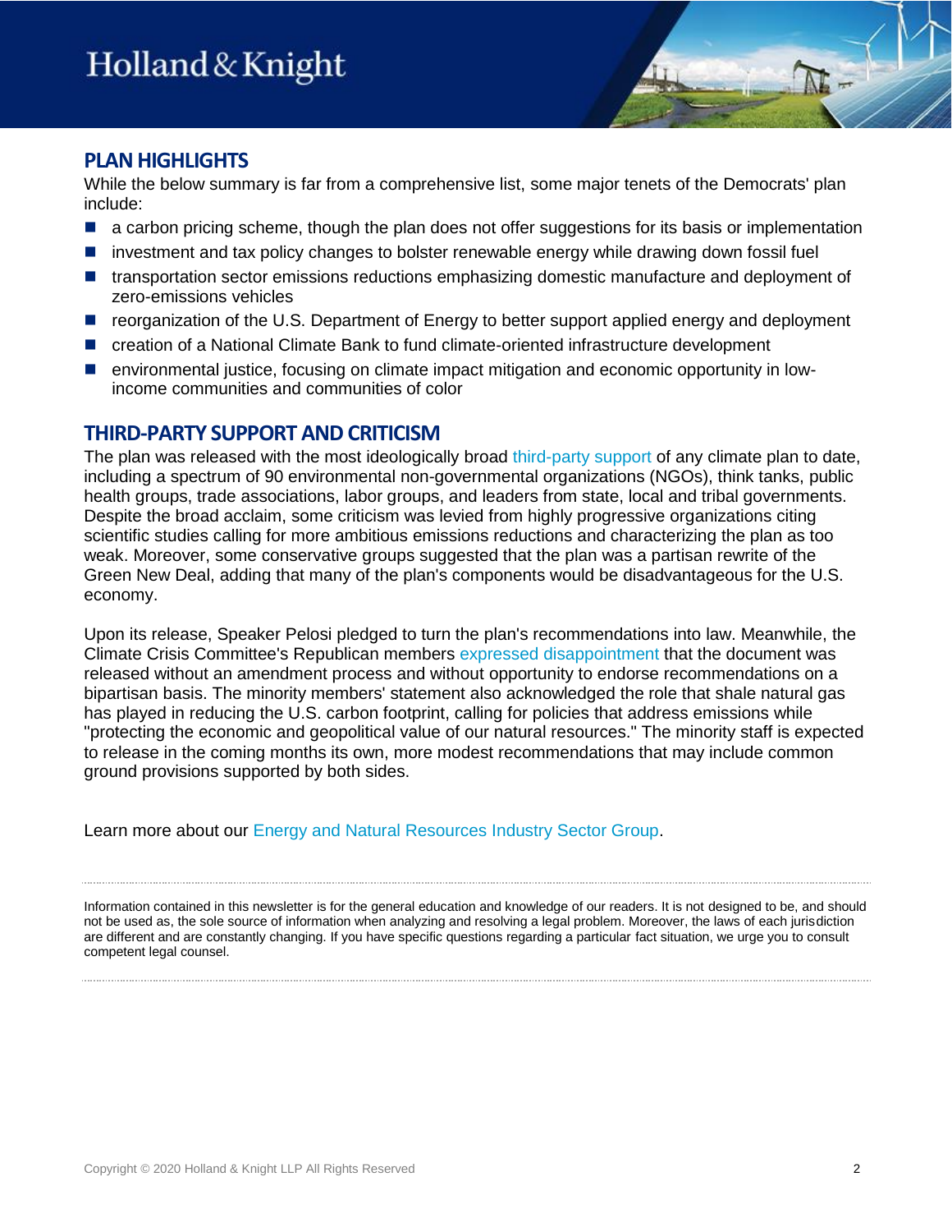## PLAN HIGHLIGHTS

While the below summary is far from a comprehensive list, some major tenets of the Democrats' plan include:

- a carbon pricing scheme, though the plan does not offer suggestions for its basis or implementation
- investment and tax policy changes to bolster renewable energy while drawing down fossil fuel
- transportation sector emissions reductions emphasizing domestic manufacture and deployment of zero-emissions vehicles
- reorganization of the U.S. Department of Energy to better support applied energy and deployment
- creation of a National Climate Bank to fund climate-oriented infrastructure development
- environmental justice, focusing on climate impact mitigation and economic opportunity in low-income communities and communities of color

## THIRD-PARTY SUPPORT AND CRITICISM

The plan was released with the most ideologically broad third-party support of any climate plan to date, including a spectrum of 90 environmental non-governmental organizations (NGOs), think tanks, public health groups, trade associations, labor groups, and leaders from state, local and tribal governments. Despite the broad acclaim, some criticism was levied from highly progressive organizations citing scientific studies calling for more ambitious emissions reductions and characterizing the plan as too weak. Moreover, some conservative groups suggested that the plan was a partisan rewrite of the Green New Deal, adding that many of the plan's components would be disadvantageous for the U.S. economy.

Upon its release, Speaker Pelosi pledged to turn the plan's recommendations into law. Meanwhile, the Climate Crisis Committee's Republican members expressed disappointment that the document was released without an amendment process and without opportunity to endorse recommendations on a bipartisan basis. The minority members' statement also acknowledged the role that shale natural gas has played in reducing the U.S. carbon footprint, calling for policies that address emissions while "protecting the economic and geopolitical value of our natural resources." The minority staff is expected to release in the coming months its own, more modest recommendations that may include common ground provisions supported by both sides.

Learn more about our Energy and Natural Resources Industry Sector Group.

---

Information contained in this newsletter is for the general education and knowledge of our readers. It is not designed to be, and should not be used as, the sole source of information when analyzing and resolving a legal problem. Moreover, the laws of each jurisdiction are different and are constantly changing. If you have specific questions regarding a particular fact situation, we urge you to consult competent legal counsel.

---